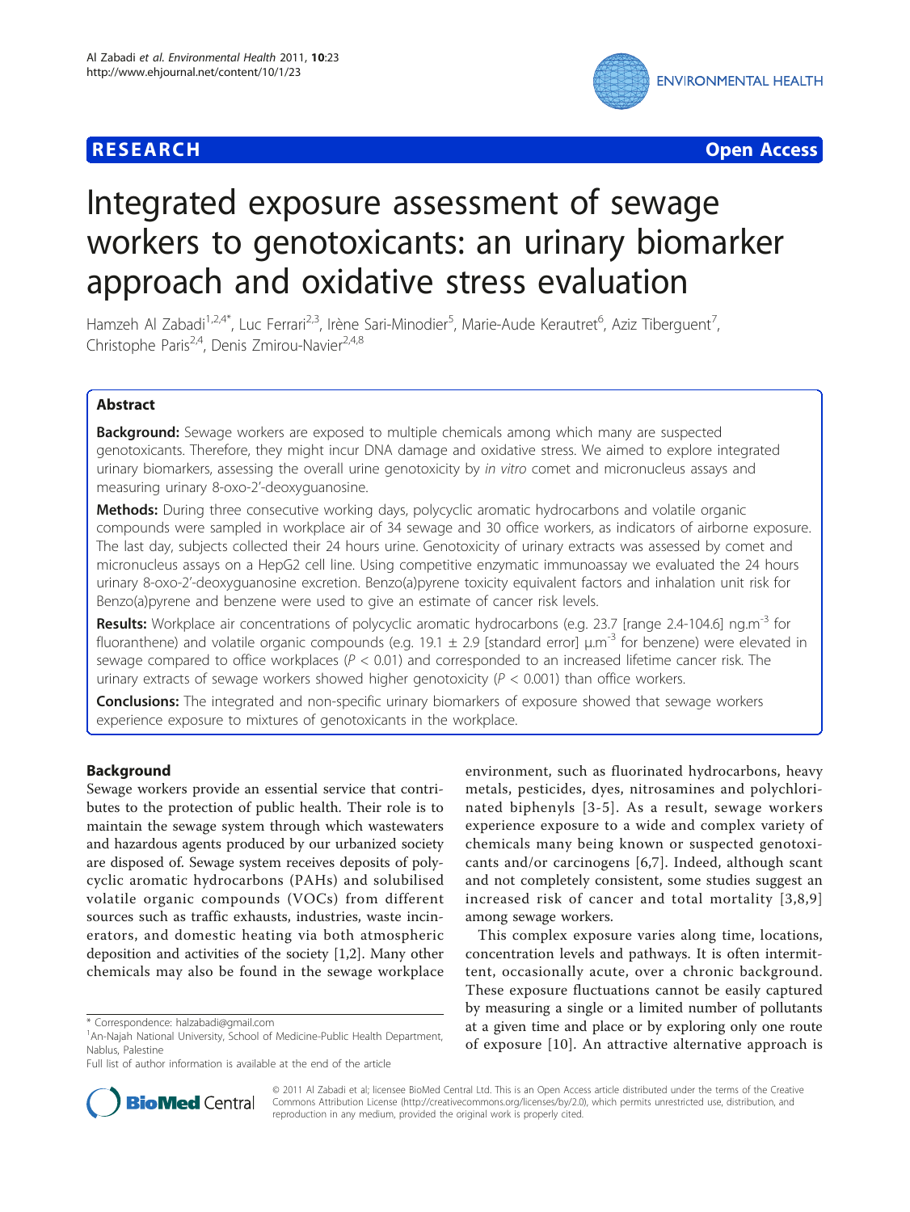**RESEARCH** **Open Access**

# Integrated exposure assessment of sewage workers to genotoxicants: an urinary biomarker approach and oxidative stress evaluation

Hamzeh Al Zabadi[1,2,4*], Luc Ferrari[2,3], Irène Sari-Minodier[5], Marie-Aude Kerautret[6], Aziz Tiberguent[7], Christophe Paris[2,4], Denis Zmirou-Navier[2,4,8]

## Abstract

**Background:** Sewage workers are exposed to multiple chemicals among which many are suspected genotoxicants. Therefore, they might incur DNA damage and oxidative stress. We aimed to explore integrated urinary biomarkers, assessing the overall urine genotoxicity by *in vitro* comet and micronucleus assays and measuring urinary 8-oxo-2'-deoxyguanosine.

**Methods:** During three consecutive working days, polycyclic aromatic hydrocarbons and volatile organic compounds were sampled in workplace air of 34 sewage and 30 office workers, as indicators of airborne exposure. The last day, subjects collected their 24 hours urine. Genotoxicity of urinary extracts was assessed by comet and micronucleus assays on a HepG2 cell line. Using competitive enzymatic immunoassay we evaluated the 24 hours urinary 8-oxo-2'-deoxyguanosine excretion. Benzo(a)pyrene toxicity equivalent factors and inhalation unit risk for Benzo(a)pyrene and benzene were used to give an estimate of cancer risk levels.

**Results:** Workplace air concentrations of polycyclic aromatic hydrocarbons (e.g. 23.7 [range 2.4-104.6] ng.m$^{-3}$ for fluoranthene) and volatile organic compounds (e.g. 19.1 ± 2.9 [standard error] µ.m$^{-3}$ for benzene) were elevated in sewage compared to office workplaces ($P < 0.01$) and corresponded to an increased lifetime cancer risk. The urinary extracts of sewage workers showed higher genotoxicity ($P < 0.001$) than office workers.

**Conclusions:** The integrated and non-specific urinary biomarkers of exposure showed that sewage workers experience exposure to mixtures of genotoxicants in the workplace.

## Background

Sewage workers provide an essential service that contributes to the protection of public health. Their role is to maintain the sewage system through which wastewaters and hazardous agents produced by our urbanized society are disposed of. Sewage system receives deposits of polycyclic aromatic hydrocarbons (PAHs) and solubilised volatile organic compounds (VOCs) from different sources such as traffic exhausts, industries, waste incinerators, and domestic heating via both atmospheric deposition and activities of the society [1,2]. Many other chemicals may also be found in the sewage workplace environment, such as fluorinated hydrocarbons, heavy metals, pesticides, dyes, nitrosamines and polychlorinated biphenyls [3-5]. As a result, sewage workers experience exposure to a wide and complex variety of chemicals many being known or suspected genotoxicants and/or carcinogens [6,7]. Indeed, although scant and not completely consistent, some studies suggest an increased risk of cancer and total mortality [3,8,9] among sewage workers.

This complex exposure varies along time, locations, concentration levels and pathways. It is often intermittent, occasionally acute, over a chronic background. These exposure fluctuations cannot be easily captured by measuring a single or a limited number of pollutants at a given time and place or by exploring only one route of exposure [10]. An attractive alternative approach is

\* Correspondence: halzabadi@gmail.com
[1]An-Najah National University, School of Medicine-Public Health Department, Nablus, Palestine
Full list of author information is available at the end of the article

© 2011 Al Zabadi et al; licensee BioMed Central Ltd. This is an Open Access article distributed under the terms of the Creative Commons Attribution License (http://creativecommons.org/licenses/by/2.0), which permits unrestricted use, distribution, and reproduction in any medium, provided the original work is properly cited.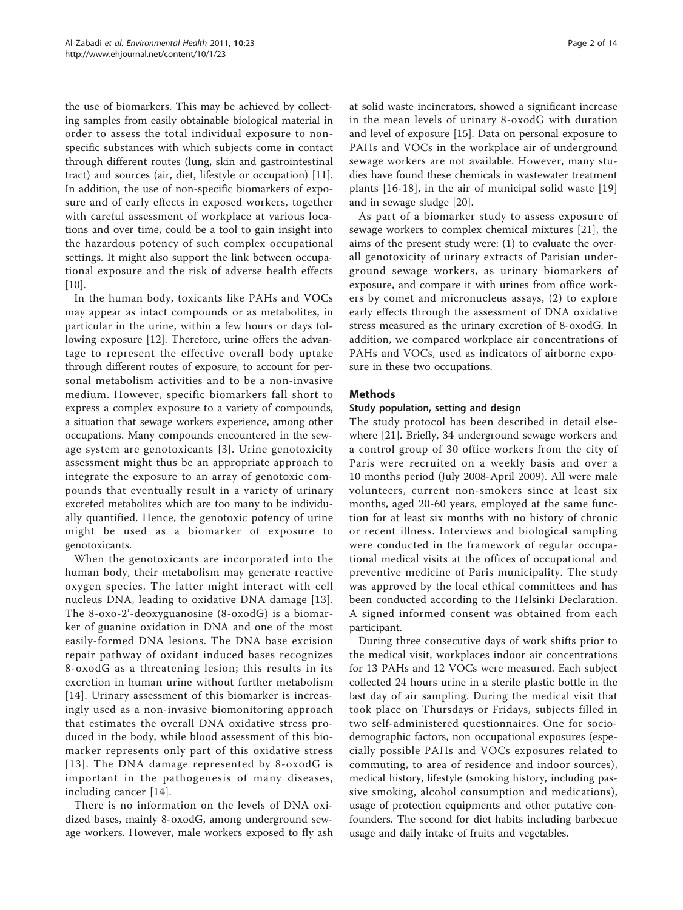the use of biomarkers. This may be achieved by collecting samples from easily obtainable biological material in order to assess the total individual exposure to non-specific substances with which subjects come in contact through different routes (lung, skin and gastrointestinal tract) and sources (air, diet, lifestyle or occupation) [11]. In addition, the use of non-specific biomarkers of exposure and of early effects in exposed workers, together with careful assessment of workplace at various locations and over time, could be a tool to gain insight into the hazardous potency of such complex occupational settings. It might also support the link between occupational exposure and the risk of adverse health effects [10].

In the human body, toxicants like PAHs and VOCs may appear as intact compounds or as metabolites, in particular in the urine, within a few hours or days following exposure [12]. Therefore, urine offers the advantage to represent the effective overall body uptake through different routes of exposure, to account for personal metabolism activities and to be a non-invasive medium. However, specific biomarkers fall short to express a complex exposure to a variety of compounds, a situation that sewage workers experience, among other occupations. Many compounds encountered in the sewage system are genotoxicants [3]. Urine genotoxicity assessment might thus be an appropriate approach to integrate the exposure to an array of genotoxic compounds that eventually result in a variety of urinary excreted metabolites which are too many to be individually quantified. Hence, the genotoxic potency of urine might be used as a biomarker of exposure to genotoxicants.

When the genotoxicants are incorporated into the human body, their metabolism may generate reactive oxygen species. The latter might interact with cell nucleus DNA, leading to oxidative DNA damage [13]. The 8-oxo-2'-deoxyguanosine (8-oxodG) is a biomarker of guanine oxidation in DNA and one of the most easily-formed DNA lesions. The DNA base excision repair pathway of oxidant induced bases recognizes 8-oxodG as a threatening lesion; this results in its excretion in human urine without further metabolism [14]. Urinary assessment of this biomarker is increasingly used as a non-invasive biomonitoring approach that estimates the overall DNA oxidative stress produced in the body, while blood assessment of this biomarker represents only part of this oxidative stress [13]. The DNA damage represented by 8-oxodG is important in the pathogenesis of many diseases, including cancer [14].

There is no information on the levels of DNA oxidized bases, mainly 8-oxodG, among underground sewage workers. However, male workers exposed to fly ash at solid waste incinerators, showed a significant increase in the mean levels of urinary 8-oxodG with duration and level of exposure [15]. Data on personal exposure to PAHs and VOCs in the workplace air of underground sewage workers are not available. However, many studies have found these chemicals in wastewater treatment plants [16-18], in the air of municipal solid waste [19] and in sewage sludge [20].

As part of a biomarker study to assess exposure of sewage workers to complex chemical mixtures [21], the aims of the present study were: (1) to evaluate the overall genotoxicity of urinary extracts of Parisian underground sewage workers, as urinary biomarkers of exposure, and compare it with urines from office workers by comet and micronucleus assays, (2) to explore early effects through the assessment of DNA oxidative stress measured as the urinary excretion of 8-oxodG. In addition, we compared workplace air concentrations of PAHs and VOCs, used as indicators of airborne exposure in these two occupations.

## Methods

### Study population, setting and design

The study protocol has been described in detail elsewhere [21]. Briefly, 34 underground sewage workers and a control group of 30 office workers from the city of Paris were recruited on a weekly basis and over a 10 months period (July 2008-April 2009). All were male volunteers, current non-smokers since at least six months, aged 20-60 years, employed at the same function for at least six months with no history of chronic or recent illness. Interviews and biological sampling were conducted in the framework of regular occupational medical visits at the offices of occupational and preventive medicine of Paris municipality. The study was approved by the local ethical committees and has been conducted according to the Helsinki Declaration. A signed informed consent was obtained from each participant.

During three consecutive days of work shifts prior to the medical visit, workplaces indoor air concentrations for 13 PAHs and 12 VOCs were measured. Each subject collected 24 hours urine in a sterile plastic bottle in the last day of air sampling. During the medical visit that took place on Thursdays or Fridays, subjects filled in two self-administered questionnaires. One for socio-demographic factors, non occupational exposures (especially possible PAHs and VOCs exposures related to commuting, to area of residence and indoor sources), medical history, lifestyle (smoking history, including passive smoking, alcohol consumption and medications), usage of protection equipments and other putative confounders. The second for diet habits including barbecue usage and daily intake of fruits and vegetables.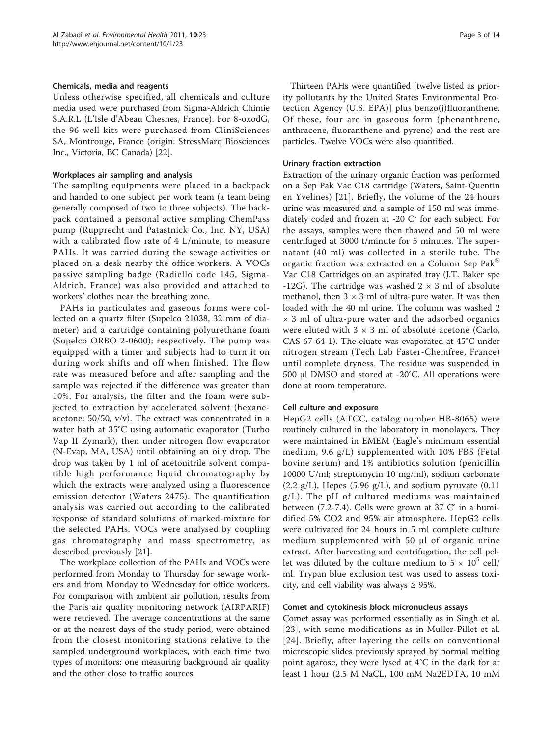### Chemicals, media and reagents

Unless otherwise specified, all chemicals and culture media used were purchased from Sigma-Aldrich Chimie S.A.R.L (L'Isle d'Abeau Chesnes, France). For 8-oxodG, the 96-well kits were purchased from CliniSciences SA, Montrouge, France (origin: StressMarq Biosciences Inc., Victoria, BC Canada) [22].

### Workplaces air sampling and analysis

The sampling equipments were placed in a backpack and handed to one subject per work team (a team being generally composed of two to three subjects). The backpack contained a personal active sampling ChemPass pump (Rupprecht and Patastnick Co., Inc. NY, USA) with a calibrated flow rate of 4 L/minute, to measure PAHs. It was carried during the sewage activities or placed on a desk nearby the office workers. A VOCs passive sampling badge (Radiello code 145, Sigma-Aldrich, France) was also provided and attached to workers' clothes near the breathing zone.

PAHs in particulates and gaseous forms were collected on a quartz filter (Supelco 21038, 32 mm of diameter) and a cartridge containing polyurethane foam (Supelco ORBO 2-0600); respectively. The pump was equipped with a timer and subjects had to turn it on during work shifts and off when finished. The flow rate was measured before and after sampling and the sample was rejected if the difference was greater than 10%. For analysis, the filter and the foam were subjected to extraction by accelerated solvent (hexane-acetone; 50/50, v/v). The extract was concentrated in a water bath at 35°C using automatic evaporator (Turbo Vap II Zymark), then under nitrogen flow evaporator (N-Evap, MA, USA) until obtaining an oily drop. The drop was taken by 1 ml of acetonitrile solvent compatible high performance liquid chromatography by which the extracts were analyzed using a fluorescence emission detector (Waters 2475). The quantification analysis was carried out according to the calibrated response of standard solutions of marked-mixture for the selected PAHs. VOCs were analysed by coupling gas chromatography and mass spectrometry, as described previously [21].

The workplace collection of the PAHs and VOCs were performed from Monday to Thursday for sewage workers and from Monday to Wednesday for office workers. For comparison with ambient air pollution, results from the Paris air quality monitoring network (AIRPARIF) were retrieved. The average concentrations at the same or at the nearest days of the study period, were obtained from the closest monitoring stations relative to the sampled underground workplaces, with each time two types of monitors: one measuring background air quality and the other close to traffic sources.

Thirteen PAHs were quantified [twelve listed as priority pollutants by the United States Environmental Protection Agency (U.S. EPA)] plus benzo(j)fluoranthene. Of these, four are in gaseous form (phenanthrene, anthracene, fluoranthene and pyrene) and the rest are particles. Twelve VOCs were also quantified.

### Urinary fraction extraction

Extraction of the urinary organic fraction was performed on a Sep Pak Vac C18 cartridge (Waters, Saint-Quentin en Yvelines) [21]. Briefly, the volume of the 24 hours urine was measured and a sample of 150 ml was immediately coded and frozen at -20 C° for each subject. For the assays, samples were then thawed and 50 ml were centrifuged at 3000 t/minute for 5 minutes. The supernatant (40 ml) was collected in a sterile tube. The organic fraction was extracted on a Column Sep Pak® Vac C18 Cartridges on an aspirated tray (J.T. Baker spe -12G). The cartridge was washed $2 \times 3$ ml of absolute methanol, then $3 \times 3$ ml of ultra-pure water. It was then loaded with the 40 ml urine. The column was washed $2 \times 3$ ml of ultra-pure water and the adsorbed organics were eluted with $3 \times 3$ ml of absolute acetone (Carlo, CAS 67-64-1). The eluate was evaporated at 45°C under nitrogen stream (Tech Lab Faster-Chemfree, France) until complete dryness. The residue was suspended in 500 μl DMSO and stored at -20°C. All operations were done at room temperature.

### Cell culture and exposure

HepG2 cells (ATCC, catalog number HB-8065) were routinely cultured in the laboratory in monolayers. They were maintained in EMEM (Eagle's minimum essential medium, 9.6 g/L) supplemented with 10% FBS (Fetal bovine serum) and 1% antibiotics solution (penicillin 10000 U/ml; streptomycin 10 mg/ml), sodium carbonate (2.2 g/L), Hepes (5.96 g/L), and sodium pyruvate (0.11 g/L). The pH of cultured mediums was maintained between (7.2-7.4). Cells were grown at 37 C° in a humidified 5% CO2 and 95% air atmosphere. HepG2 cells were cultivated for 24 hours in 5 ml complete culture medium supplemented with 50 μl of organic urine extract. After harvesting and centrifugation, the cell pellet was diluted by the culture medium to $5 \times 10^5$ cell/ml. Trypan blue exclusion test was used to assess toxicity, and cell viability was always ≥ 95%.

### Comet and cytokinesis block micronucleus assays

Comet assay was performed essentially as in Singh et al. [23], with some modifications as in Muller-Pillet et al. [24]. Briefly, after layering the cells on conventional microscopic slides previously sprayed by normal melting point agarose, they were lysed at 4°C in the dark for at least 1 hour (2.5 M NaCL, 100 mM Na2EDTA, 10 mM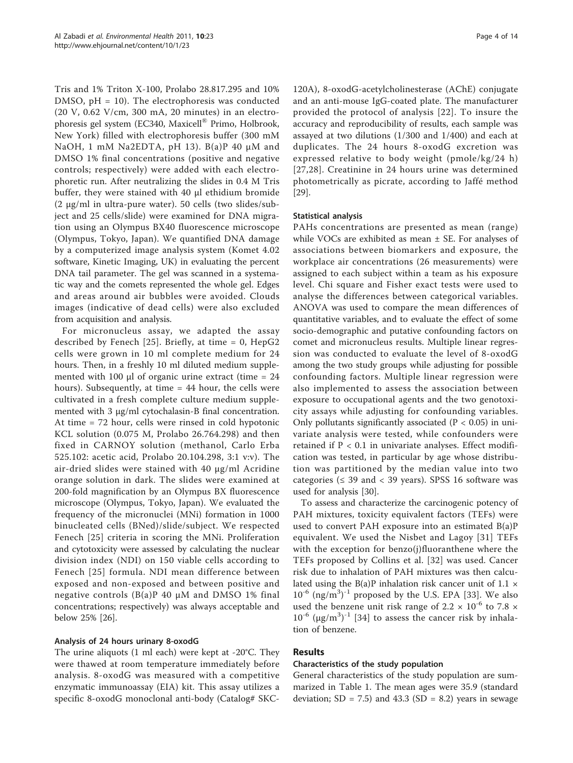Tris and 1% Triton X-100, Prolabo 28.817.295 and 10% DMSO, pH = 10). The electrophoresis was conducted (20 V, 0.62 V/cm, 300 mA, 20 minutes) in an electrophoresis gel system (EC340, Maxicell® Primo, Holbrook, New York) filled with electrophoresis buffer (300 mM NaOH, 1 mM Na2EDTA, pH 13). B(a)P 40 μM and DMSO 1% final concentrations (positive and negative controls; respectively) were added with each electrophoretic run. After neutralizing the slides in 0.4 M Tris buffer, they were stained with 40 μl ethidium bromide (2 μg/ml in ultra-pure water). 50 cells (two slides/subject and 25 cells/slide) were examined for DNA migration using an Olympus BX40 fluorescence microscope (Olympus, Tokyo, Japan). We quantified DNA damage by a computerized image analysis system (Komet 4.02 software, Kinetic Imaging, UK) in evaluating the percent DNA tail parameter. The gel was scanned in a systematic way and the comets represented the whole gel. Edges and areas around air bubbles were avoided. Clouds images (indicative of dead cells) were also excluded from acquisition and analysis.

For micronucleus assay, we adapted the assay described by Fenech [25]. Briefly, at time = 0, HepG2 cells were grown in 10 ml complete medium for 24 hours. Then, in a freshly 10 ml diluted medium supplemented with 100 μl of organic urine extract (time = 24 hours). Subsequently, at time = 44 hour, the cells were cultivated in a fresh complete culture medium supplemented with 3 μg/ml cytochalasin-B final concentration. At time = 72 hour, cells were rinsed in cold hypotonic KCL solution (0.075 M, Prolabo 26.764.298) and then fixed in CARNOY solution (methanol, Carlo Erba 525.102: acetic acid, Prolabo 20.104.298, 3:1 v:v). The air-dried slides were stained with 40 μg/ml Acridine orange solution in dark. The slides were examined at 200-fold magnification by an Olympus BX fluorescence microscope (Olympus, Tokyo, Japan). We evaluated the frequency of the micronuclei (MNi) formation in 1000 binucleated cells (BNed)/slide/subject. We respected Fenech [25] criteria in scoring the MNi. Proliferation and cytotoxicity were assessed by calculating the nuclear division index (NDI) on 150 viable cells according to Fenech [25] formula. NDI mean difference between exposed and non-exposed and between positive and negative controls (B(a)P 40 μM and DMSO 1% final concentrations; respectively) was always acceptable and below 25% [26].

### Analysis of 24 hours urinary 8-oxodG

The urine aliquots (1 ml each) were kept at -20°C. They were thawed at room temperature immediately before analysis. 8-oxodG was measured with a competitive enzymatic immunoassay (EIA) kit. This assay utilizes a specific 8-oxodG monoclonal anti-body (Catalog# SKC-120A), 8-oxodG-acetylcholinesterase (AChE) conjugate and an anti-mouse IgG-coated plate. The manufacturer provided the protocol of analysis [22]. To insure the accuracy and reproducibility of results, each sample was assayed at two dilutions (1/300 and 1/400) and each at duplicates. The 24 hours 8-oxodG excretion was expressed relative to body weight (pmole/kg/24 h) [27,28]. Creatinine in 24 hours urine was determined photometrically as picrate, according to Jaffé method [29].

### Statistical analysis

PAHs concentrations are presented as mean (range) while VOCs are exhibited as mean ± SE. For analyses of associations between biomarkers and exposure, the workplace air concentrations (26 measurements) were assigned to each subject within a team as his exposure level. Chi square and Fisher exact tests were used to analyse the differences between categorical variables. ANOVA was used to compare the mean differences of quantitative variables, and to evaluate the effect of some socio-demographic and putative confounding factors on comet and micronucleus results. Multiple linear regression was conducted to evaluate the level of 8-oxodG among the two study groups while adjusting for possible confounding factors. Multiple linear regression were also implemented to assess the association between exposure to occupational agents and the two genotoxicity assays while adjusting for confounding variables. Only pollutants significantly associated ($P < 0.05$) in univariate analysis were tested, while confounders were retained if $P < 0.1$ in univariate analyses. Effect modification was tested, in particular by age whose distribution was partitioned by the median value into two categories (≤ 39 and < 39 years). SPSS 16 software was used for analysis [30].

To assess and characterize the carcinogenic potency of PAH mixtures, toxicity equivalent factors (TEFs) were used to convert PAH exposure into an estimated B(a)P equivalent. We used the Nisbet and Lagoy [31] TEFs with the exception for benzo(j)fluoranthene where the TEFs proposed by Collins et al. [32] was used. Cancer risk due to inhalation of PAH mixtures was then calculated using the B(a)P inhalation risk cancer unit of $1.1 \times 10^{-6}$ $(ng/m^3)^{-1}$ proposed by the U.S. EPA [33]. We also used the benzene unit risk range of $2.2 \times 10^{-6}$ to $7.8 \times 10^{-6}$ $(\mu g/m^3)^{-1}$ [34] to assess the cancer risk by inhalation of benzene.

## Results

### Characteristics of the study population

General characteristics of the study population are summarized in Table 1. The mean ages were 35.9 (standard deviation; SD = 7.5) and 43.3 (SD = 8.2) years in sewage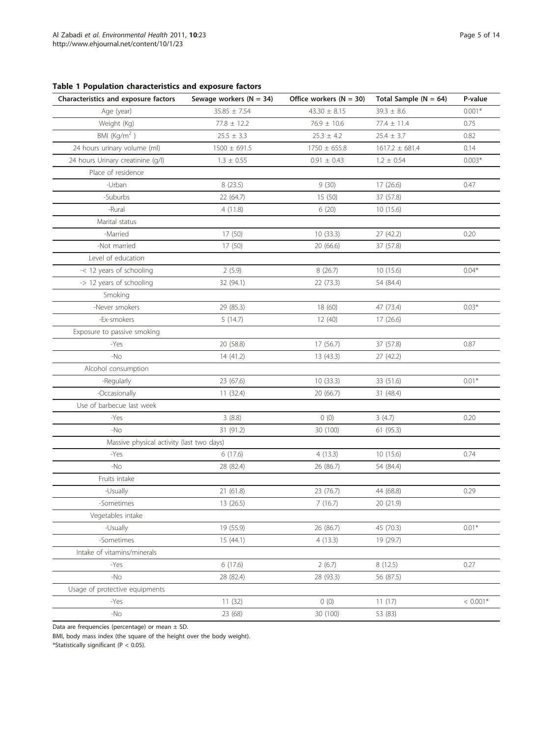**Table 1 Population characteristics and exposure factors**

| Characteristics and exposure factors | Sewage workers (N = 34) | Office workers (N = 30) | Total Sample (N = 64) | P-value |
|---|---|---|---|---|
| Age (year) | 35.85 ± 7.54 | 43.30 ± 8.15 | 39.3 ± 8.6 | 0.001* |
| Weight (Kg) | 77.8 ± 12.2 | 76.9 ± 10.6 | 77.4 ± 11.4 | 0.75 |
| BMI (Kg/m$^2$ ) | 25.5 ± 3.3 | 25.3 ± 4.2 | 25.4 ± 3.7 | 0.82 |
| 24 hours urinary volume (ml) | 1500 ± 691.5 | 1750 ± 655.8 | 1617.2 ± 681.4 | 0.14 |
| 24 hours Urinary creatinine (g/l) | 1.3 ± 0.55 | 0.91 ± 0.43 | 1.2 ± 0.54 | 0.003* |
| Place of residence | | | | |
| -Urban | 8 (23.5) | 9 (30) | 17 (26.6) | 0.47 |
| -Suburbs | 22 (64.7) | 15 (50) | 37 (57.8) | |
| -Rural | 4 (11.8) | 6 (20) | 10 (15.6) | |
| Marital status | | | | |
| -Married | 17 (50) | 10 (33.3) | 27 (42.2) | 0.20 |
| -Not married | 17 (50) | 20 (66.6) | 37 (57.8) | |
| Level of education | | | | |
| -< 12 years of schooling | 2 (5.9) | 8 (26.7) | 10 (15.6) | 0.04* |
| -> 12 years of schooling | 32 (94.1) | 22 (73.3) | 54 (84.4) | |
| Smoking | | | | |
| -Never smokers | 29 (85.3) | 18 (60) | 47 (73.4) | 0.03* |
| -Ex-smokers | 5 (14.7) | 12 (40) | 17 (26.6) | |
| Exposure to passive smoking | | | | |
| -Yes | 20 (58.8) | 17 (56.7) | 37 (57.8) | 0.87 |
| -No | 14 (41.2) | 13 (43.3) | 27 (42.2) | |
| Alcohol consumption | | | | |
| -Regularly | 23 (67.6) | 10 (33.3) | 33 (51.6) | 0.01* |
| -Occasionally | 11 (32.4) | 20 (66.7) | 31 (48.4) | |
| Use of barbecue last week | | | | |
| -Yes | 3 (8.8) | 0 (0) | 3 (4.7) | 0.20 |
| -No | 31 (91.2) | 30 (100) | 61 (95.3) | |
| Massive physical activity (last two days) | | | | |
| -Yes | 6 (17.6) | 4 (13.3) | 10 (15.6) | 0.74 |
| -No | 28 (82.4) | 26 (86.7) | 54 (84.4) | |
| Fruits intake | | | | |
| -Usually | 21 (61.8) | 23 (76.7) | 44 (68.8) | 0.29 |
| -Sometimes | 13 (26.5) | 7 (16.7) | 20 (21.9) | |
| Vegetables intake | | | | |
| -Usually | 19 (55.9) | 26 (86.7) | 45 (70.3) | 0.01* |
| -Sometimes | 15 (44.1) | 4 (13.3) | 19 (29.7) | |
| Intake of vitamins/minerals | | | | |
| -Yes | 6 (17.6) | 2 (6.7) | 8 (12.5) | 0.27 |
| -No | 28 (82.4) | 28 (93.3) | 56 (87.5) | |
| Usage of protective equipments | | | | |
| -Yes | 11 (32) | 0 (0) | 11 (17) | < 0.001* |
| -No | 23 (68) | 30 (100) | 53 (83) | |

Data are frequencies (percentage) or mean ± SD.

BMI, body mass index (the square of the height over the body weight).

*Statistically significant ($P < 0.05$).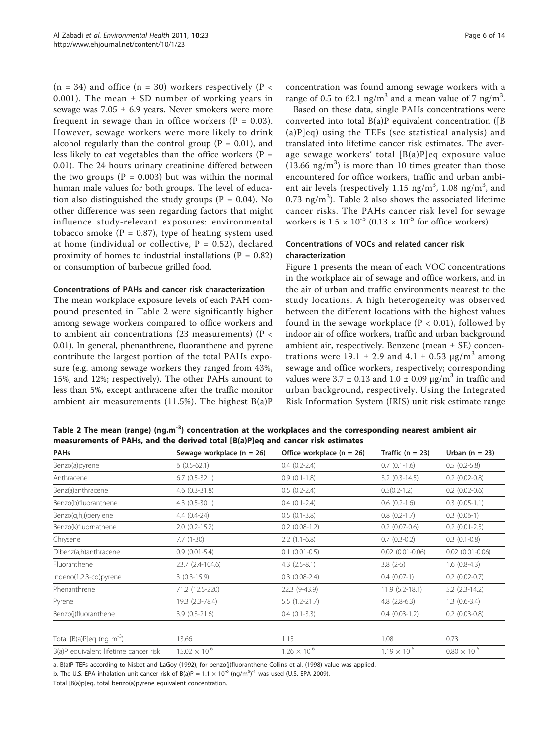(n = 34) and office (n = 30) workers respectively ($P < 0.001$). The mean ± SD number of working years in sewage was 7.05 ± 6.9 years. Never smokers were more frequent in sewage than in office workers ($P = 0.03$). However, sewage workers were more likely to drink alcohol regularly than the control group ($P = 0.01$), and less likely to eat vegetables than the office workers ($P = 0.01$). The 24 hours urinary creatinine differed between the two groups ($P = 0.003$) but was within the normal human male values for both groups. The level of education also distinguished the study groups ($P = 0.04$). No other difference was seen regarding factors that might influence study-relevant exposures: environmental tobacco smoke ($P = 0.87$), type of heating system used at home (individual or collective, $P = 0.52$), declared proximity of homes to industrial installations ($P = 0.82$) or consumption of barbecue grilled food.

### Concentrations of PAHs and cancer risk characterization

The mean workplace exposure levels of each PAH compound presented in Table 2 were significantly higher among sewage workers compared to office workers and to ambient air concentrations (23 measurements) ($P < 0.01$). In general, phenanthrene, fluoranthene and pyrene contribute the largest portion of the total PAHs exposure (e.g. among sewage workers they ranged from 43%, 15%, and 12%; respectively). The other PAHs amount to less than 5%, except anthracene after the traffic monitor ambient air measurements (11.5%). The highest B(a)P concentration was found among sewage workers with a range of 0.5 to 62.1 ng/$m^3$ and a mean value of 7 ng/$m^3$.

Based on these data, single PAHs concentrations were converted into total B(a)P equivalent concentration ([B(a)P]eq) using the TEFs (see statistical analysis) and translated into lifetime cancer risk estimates. The average sewage workers' total [B(a)P]eq exposure value (13.66 ng/$m^3$) is more than 10 times greater than those encountered for office workers, traffic and urban ambient air levels (respectively 1.15 ng/$m^3$, 1.08 ng/$m^3$, and 0.73 ng/$m^3$). Table 2 also shows the associated lifetime cancer risks. The PAHs cancer risk level for sewage workers is $1.5 \times 10^{-5}$ ($0.13 \times 10^{-5}$ for office workers).

### Concentrations of VOCs and related cancer risk characterization

Figure 1 presents the mean of each VOC concentrations in the workplace air of sewage and office workers, and in the air of urban and traffic environments nearest to the study locations. A high heterogeneity was observed between the different locations with the highest values found in the sewage workplace ($P < 0.01$), followed by indoor air of office workers, traffic and urban background ambient air, respectively. Benzene (mean ± SE) concentrations were 19.1 ± 2.9 and 4.1 ± 0.53 μg/$m^3$ among sewage and office workers, respectively; corresponding values were 3.7 ± 0.13 and 1.0 ± 0.09 μg/$m^3$ in traffic and urban background, respectively. Using the Integrated Risk Information System (IRIS) unit risk estimate range

**Table 2 The mean (range) (ng.m$^{-3}$) concentration at the workplaces and the corresponding nearest ambient air measurements of PAHs, and the derived total [B(a)P]eq and cancer risk estimates**

| PAHs | Sewage workplace (n = 26) | Office workplace (n = 26) | Traffic (n = 23) | Urban (n = 23) |
|---|---|---|---|---|
| Benzo(a)pyrene | 6 (0.5-62.1) | 0.4 (0.2-2.4) | 0.7 (0.1-1.6) | 0.5 (0.2-5.8) |
| Anthracene | 6.7 (0.5-32.1) | 0.9 (0.1-1.8) | 3.2 (0.3-14.5) | 0.2 (0.02-0.8) |
| Benz(a)anthracene | 4.6 (0.3-31.8) | 0.5 (0.2-2.4) | 0.5(0.2-1.2) | 0.2 (0.02-0.6) |
| Benzo(b)fluoranthene | 4.3 (0.5-30.1) | 0.4 (0.1-2.4) | 0.6 (0.2-1.6) | 0.3 (0.05-1.1) |
| Benzo(g,h,i)perylene | 4.4 (0.4-24) | 0.5 (0.1-3.8) | 0.8 (0.2-1.7) | 0.3 (0.06-1) |
| Benzo(k)fluornathene | 2.0 (0.2-15.2) | 0.2 (0.08-1.2) | 0.2 (0.07-0.6) | 0.2 (0.01-2.5) |
| Chrysene | 7.7 (1-30) | 2.2 (1.1-6.8) | 0.7 (0.3-0.2) | 0.3 (0.1-0.8) |
| Dibenz(a,h)anthracene | 0.9 (0.01-5.4) | 0.1 (0.01-0.5) | 0.02 (0.01-0.06) | 0.02 (0.01-0.06) |
| Fluoranthene | 23.7 (2.4-104.6) | 4.3 (2.5-8.1) | 3.8 (2-5) | 1.6 (0.8-4.3) |
| Indeno(1,2,3-cd)pyrene | 3 (0.3-15.9) | 0.3 (0.08-2.4) | 0.4 (0.07-1) | 0.2 (0.02-0.7) |
| Phenanthrene | 71.2 (12.5-220) | 22.3 (9-43.9) | 11.9 (5.2-18.1) | 5.2 (2.3-14.2) |
| Pyrene | 19.3 (2.3-78.4) | 5.5 (1.2-21.7) | 4.8 (2.8-6.3) | 1.3 (0.6-3.4) |
| Benzo(j)fluoranthene | 3.9 (0.3-21.6) | 0.4 (0.1-3.3) | 0.4 (0.03-1.2) | 0.2 (0.03-0.8) |
| Total [B(a)P]eq (ng m$^{-3}$) | 13.66 | 1.15 | 1.08 | 0.73 |
| B(a)P equivalent lifetime cancer risk | $15.02 \times 10^{-6}$ | $1.26 \times 10^{-6}$ | $1.19 \times 10^{-6}$ | $0.80 \times 10^{-6}$ |

a. B(a)P TEFs according to Nisbet and LaGoy (1992), for benzo(j)fluoranthene Collins et al. (1998) value was applied.

b. The U.S. EPA inhalation unit cancer risk of B(a)P = $1.1 \times 10^{-6}$ (ng/m$^3$)$^{-1}$ was used (U.S. EPA 2009).

Total [B(a)p]eq, total benzo(a)pyrene equivalent concentration.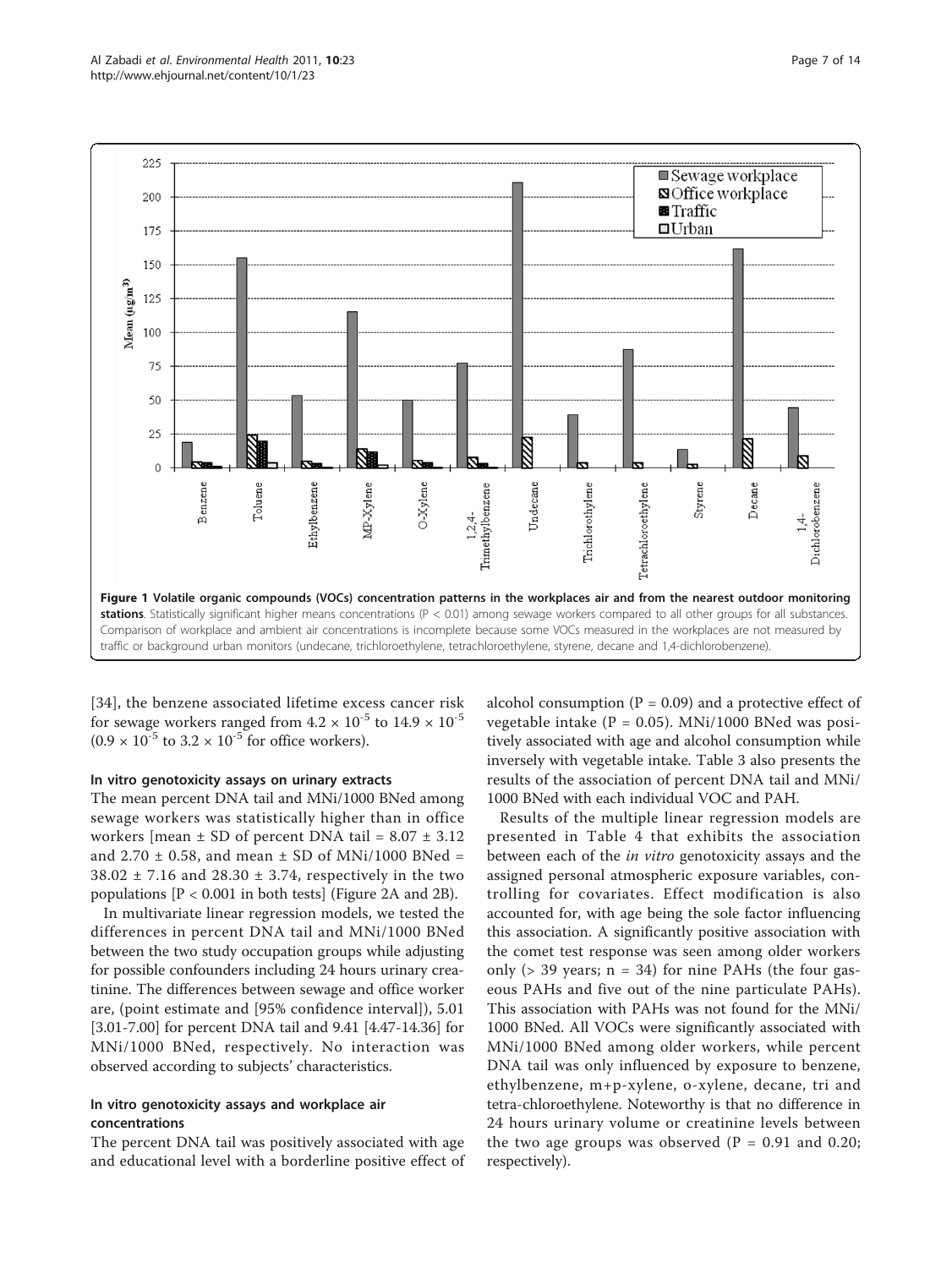Figure 1 **Volatile organic compounds (VOCs) concentration patterns in the workplaces air and from the nearest outdoor monitoring stations**. Statistically significant higher means concentrations (P < 0.01) among sewage workers compared to all other groups for all substances. Comparison of workplace and ambient air concentrations is incomplete because some VOCs measured in the workplaces are not measured by traffic or background urban monitors (undecane, trichloroethylene, tetrachloroethylene, styrene, decane and 1,4-dichlorobenzene).

[34], the benzene associated lifetime excess cancer risk for sewage workers ranged from $4.2 \times 10^{-5}$ to $14.9 \times 10^{-5}$ ($0.9 \times 10^{-5}$ to $3.2 \times 10^{-5}$ for office workers).

### In vitro genotoxicity assays on urinary extracts

The mean percent DNA tail and MNi/1000 BNed among sewage workers was statistically higher than in office workers [mean ± SD of percent DNA tail = 8.07 ± 3.12 and 2.70 ± 0.58, and mean ± SD of MNi/1000 BNed = 38.02 ± 7.16 and 28.30 ± 3.74, respectively in the two populations [P < 0.001 in both tests] (Figure 2A and 2B).

In multivariate linear regression models, we tested the differences in percent DNA tail and MNi/1000 BNed between the two study occupation groups while adjusting for possible confounders including 24 hours urinary creatinine. The differences between sewage and office worker are, (point estimate and [95% confidence interval]), 5.01 [3.01-7.00] for percent DNA tail and 9.41 [4.47-14.36] for MNi/1000 BNed, respectively. No interaction was observed according to subjects' characteristics.

### In vitro genotoxicity assays and workplace air concentrations

The percent DNA tail was positively associated with age and educational level with a borderline positive effect of alcohol consumption (P = 0.09) and a protective effect of vegetable intake (P = 0.05). MNi/1000 BNed was positively associated with age and alcohol consumption while inversely with vegetable intake. Table 3 also presents the results of the association of percent DNA tail and MNi/1000 BNed with each individual VOC and PAH.

Results of the multiple linear regression models are presented in Table 4 that exhibits the association between each of the *in vitro* genotoxicity assays and the assigned personal atmospheric exposure variables, controlling for covariates. Effect modification is also accounted for, with age being the sole factor influencing this association. A significantly positive association with the comet test response was seen among older workers only (> 39 years; n = 34) for nine PAHs (the four gaseous PAHs and five out of the nine particulate PAHs). This association with PAHs was not found for the MNi/1000 BNed. All VOCs were significantly associated with MNi/1000 BNed among older workers, while percent DNA tail was only influenced by exposure to benzene, ethylbenzene, m+p-xylene, o-xylene, decane, tri and tetra-chloroethylene. Noteworthy is that no difference in 24 hours urinary volume or creatinine levels between the two age groups was observed (P = 0.91 and 0.20; respectively).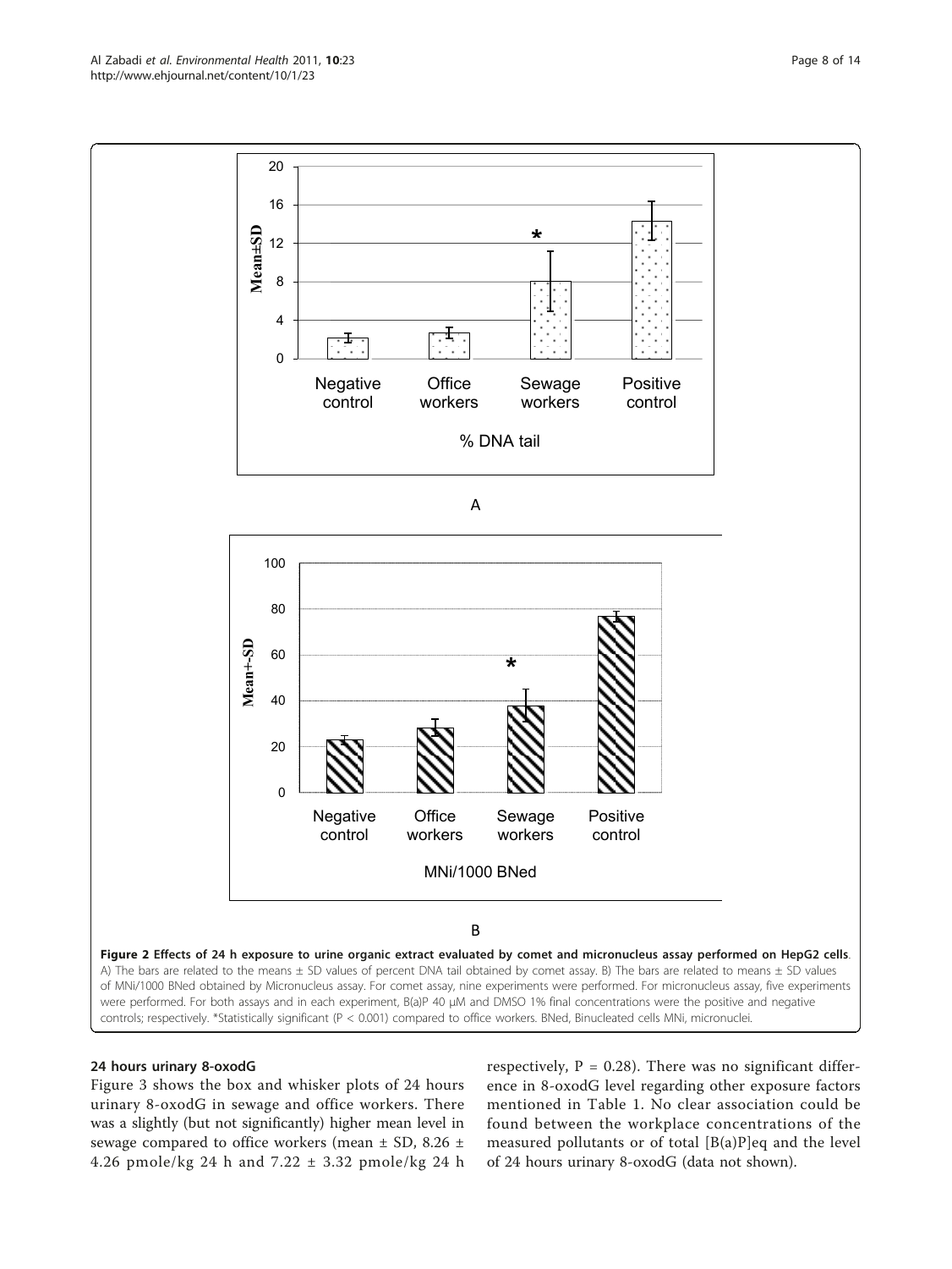**Figure 2 Effects of 24 h exposure to urine organic extract evaluated by comet and micronucleus assay performed on HepG2 cells**. A) The bars are related to the means ± SD values of percent DNA tail obtained by comet assay. B) The bars are related to means ± SD values of MNi/1000 BNed obtained by Micronucleus assay. For comet assay, nine experiments were performed. For micronucleus assay, five experiments were performed. For both assays and in each experiment, B(a)P 40 μM and DMSO 1% final concentrations were the positive and negative controls; respectively. *Statistically significant ($P < 0.001$) compared to office workers. BNed, Binucleated cells MNi, micronuclei.

#### 24 hours urinary 8-oxodG

Figure 3 shows the box and whisker plots of 24 hours urinary 8-oxodG in sewage and office workers. There was a slightly (but not significantly) higher mean level in sewage compared to office workers (mean ± SD, 8.26 ± 4.26 pmole/kg 24 h and 7.22 ± 3.32 pmole/kg 24 h respectively, $P = 0.28$). There was no significant difference in 8-oxodG level regarding other exposure factors mentioned in Table 1. No clear association could be found between the workplace concentrations of the measured pollutants or of total [B(a)P]eq and the level of 24 hours urinary 8-oxodG (data not shown).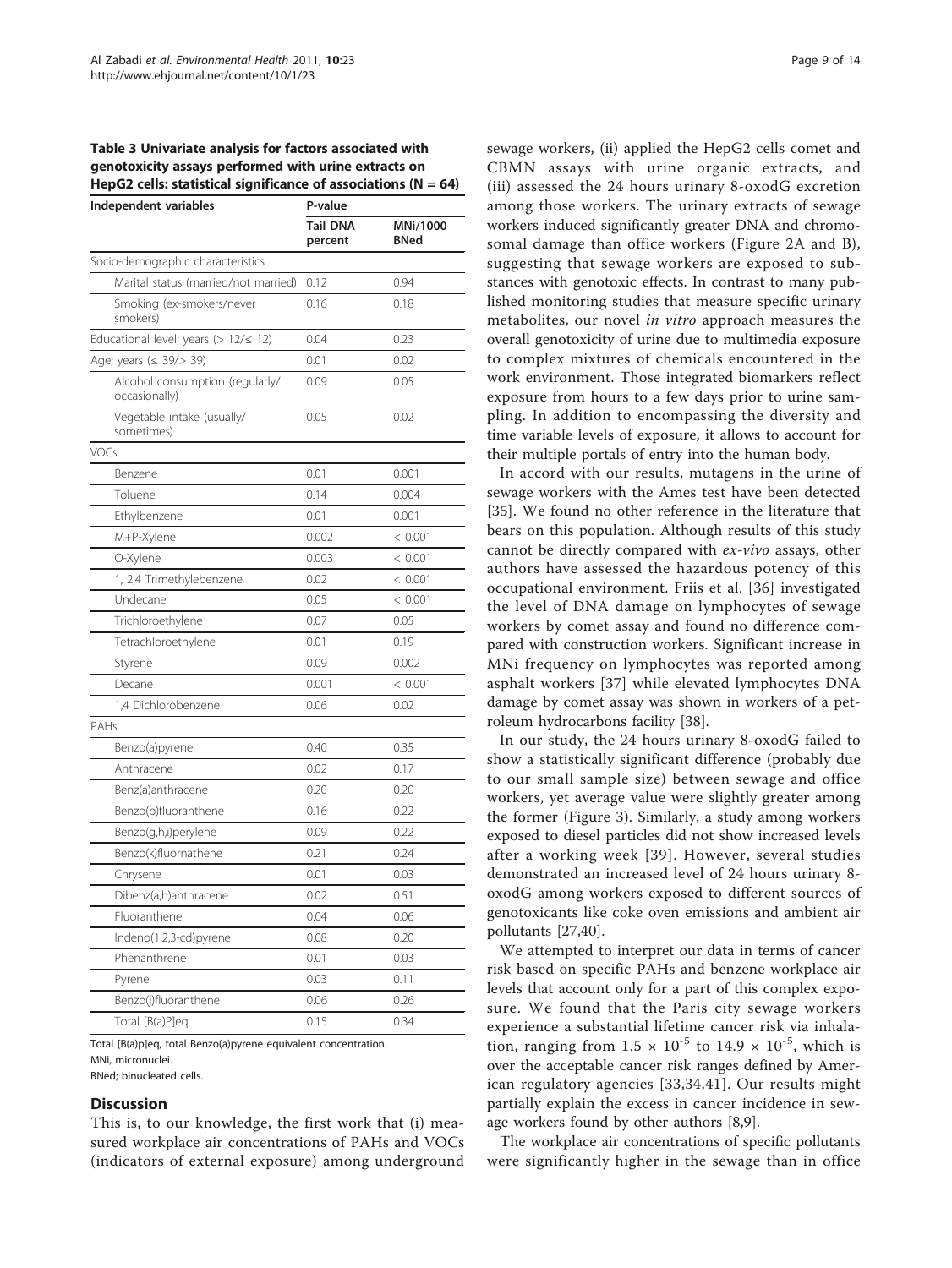**Table 3 Univariate analysis for factors associated with genotoxicity assays performed with urine extracts on HepG2 cells: statistical significance of associations (N = 64)**

| Independent variables | P-value | |
|---|---|---|
| | Tail DNA percent | MNi/1000 BNed |
| Socio-demographic characteristics | | |
| Marital status (married/not married) | 0.12 | 0.94 |
| Smoking (ex-smokers/never smokers) | 0.16 | 0.18 |
| Educational level; years (> 12/≤ 12) | 0.04 | 0.23 |
| Age; years (≤ 39/> 39) | 0.01 | 0.02 |
| Alcohol consumption (regularly/occasionally) | 0.09 | 0.05 |
| Vegetable intake (usually/sometimes) | 0.05 | 0.02 |
| VOCs | | |
| Benzene | 0.01 | 0.001 |
| Toluene | 0.14 | 0.004 |
| Ethylbenzene | 0.01 | 0.001 |
| M+P-Xylene | 0.002 | < 0.001 |
| O-Xylene | 0.003 | < 0.001 |
| 1, 2,4 Trimethylebenzene | 0.02 | < 0.001 |
| Undecane | 0.05 | < 0.001 |
| Trichloroethylene | 0.07 | 0.05 |
| Tetrachloroethylene | 0.01 | 0.19 |
| Styrene | 0.09 | 0.002 |
| Decane | 0.001 | < 0.001 |
| 1,4 Dichlorobenzene | 0.06 | 0.02 |
| PAHs | | |
| Benzo(a)pyrene | 0.40 | 0.35 |
| Anthracene | 0.02 | 0.17 |
| Benz(a)anthracene | 0.20 | 0.20 |
| Benzo(b)fluoranthene | 0.16 | 0.22 |
| Benzo(g,h,i)perylene | 0.09 | 0.22 |
| Benzo(k)fluornathene | 0.21 | 0.24 |
| Chrysene | 0.01 | 0.03 |
| Dibenz(a,h)anthracene | 0.02 | 0.51 |
| Fluoranthene | 0.04 | 0.06 |
| Indeno(1,2,3-cd)pyrene | 0.08 | 0.20 |
| Phenanthrene | 0.01 | 0.03 |
| Pyrene | 0.03 | 0.11 |
| Benzo(j)fluoranthene | 0.06 | 0.26 |
| Total [B(a)P]eq | 0.15 | 0.34 |

Total [B(a)p]eq, total Benzo(a)pyrene equivalent concentration.
MNi, micronuclei.
BNed; binucleated cells.

## Discussion

This is, to our knowledge, the first work that (i) measured workplace air concentrations of PAHs and VOCs (indicators of external exposure) among underground sewage workers, (ii) applied the HepG2 cells comet and CBMN assays with urine organic extracts, and (iii) assessed the 24 hours urinary 8-oxodG excretion among those workers. The urinary extracts of sewage workers induced significantly greater DNA and chromosomal damage than office workers (Figure 2A and B), suggesting that sewage workers are exposed to substances with genotoxic effects. In contrast to many published monitoring studies that measure specific urinary metabolites, our novel *in vitro* approach measures the overall genotoxicity of urine due to multimedia exposure to complex mixtures of chemicals encountered in the work environment. Those integrated biomarkers reflect exposure from hours to a few days prior to urine sampling. In addition to encompassing the diversity and time variable levels of exposure, it allows to account for their multiple portals of entry into the human body.

In accord with our results, mutagens in the urine of sewage workers with the Ames test have been detected [35]. We found no other reference in the literature that bears on this population. Although results of this study cannot be directly compared with *ex-vivo* assays, other authors have assessed the hazardous potency of this occupational environment. Friis et al. [36] investigated the level of DNA damage on lymphocytes of sewage workers by comet assay and found no difference compared with construction workers. Significant increase in MNi frequency on lymphocytes was reported among asphalt workers [37] while elevated lymphocytes DNA damage by comet assay was shown in workers of a petroleum hydrocarbons facility [38].

In our study, the 24 hours urinary 8-oxodG failed to show a statistically significant difference (probably due to our small sample size) between sewage and office workers, yet average value were slightly greater among the former (Figure 3). Similarly, a study among workers exposed to diesel particles did not show increased levels after a working week [39]. However, several studies demonstrated an increased level of 24 hours urinary 8-oxodG among workers exposed to different sources of genotoxicants like coke oven emissions and ambient air pollutants [27,40].

We attempted to interpret our data in terms of cancer risk based on specific PAHs and benzene workplace air levels that account only for a part of this complex exposure. We found that the Paris city sewage workers experience a substantial lifetime cancer risk via inhalation, ranging from $1.5 \times 10^{-5}$ to $14.9 \times 10^{-5}$, which is over the acceptable cancer risk ranges defined by American regulatory agencies [33,34,41]. Our results might partially explain the excess in cancer incidence in sewage workers found by other authors [8,9].

The workplace air concentrations of specific pollutants were significantly higher in the sewage than in office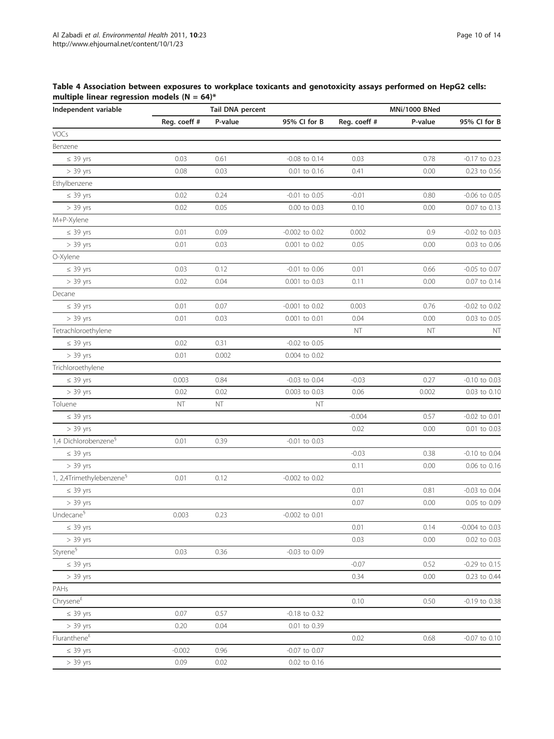**Table 4 Association between exposures to workplace toxicants and genotoxicity assays performed on HepG2 cells: multiple linear regression models (N = 64)***

| Independent variable | Tail DNA percent | | | MNi/1000 BNed | | |
|---|---|---|---|---|---|---|
| | Reg. coeff # | P-value | 95% CI for B | Reg. coeff # | P-value | 95% CI for B |
| VOCs | | | | | | |
| Benzene | | | | | | |
| ≤ 39 yrs | 0.03 | 0.61 | -0.08 to 0.14 | 0.03 | 0.78 | -0.17 to 0.23 |
| > 39 yrs | 0.08 | 0.03 | 0.01 to 0.16 | 0.41 | 0.00 | 0.23 to 0.56 |
| Ethylbenzene | | | | | | |
| ≤ 39 yrs | 0.02 | 0.24 | -0.01 to 0.05 | -0.01 | 0.80 | -0.06 to 0.05 |
| > 39 yrs | 0.02 | 0.05 | 0.00 to 0.03 | 0.10 | 0.00 | 0.07 to 0.13 |
| M+P-Xylene | | | | | | |
| ≤ 39 yrs | 0.01 | 0.09 | -0.002 to 0.02 | 0.002 | 0.9 | -0.02 to 0.03 |
| > 39 yrs | 0.01 | 0.03 | 0.001 to 0.02 | 0.05 | 0.00 | 0.03 to 0.06 |
| O-Xylene | | | | | | |
| ≤ 39 yrs | 0.03 | 0.12 | -0.01 to 0.06 | 0.01 | 0.66 | -0.05 to 0.07 |
| > 39 yrs | 0.02 | 0.04 | 0.001 to 0.03 | 0.11 | 0.00 | 0.07 to 0.14 |
| Decane | | | | | | |
| ≤ 39 yrs | 0.01 | 0.07 | -0.001 to 0.02 | 0.003 | 0.76 | -0.02 to 0.02 |
| > 39 yrs | 0.01 | 0.03 | 0.001 to 0.01 | 0.04 | 0.00 | 0.03 to 0.05 |
| Tetrachloroethylene | | | | NT | NT | NT |
| ≤ 39 yrs | 0.02 | 0.31 | -0.02 to 0.05 | | | |
| > 39 yrs | 0.01 | 0.002 | 0.004 to 0.02 | | | |
| Trichloroethylene | | | | | | |
| ≤ 39 yrs | 0.003 | 0.84 | -0.03 to 0.04 | -0.03 | 0.27 | -0.10 to 0.03 |
| > 39 yrs | 0.02 | 0.02 | 0.003 to 0.03 | 0.06 | 0.002 | 0.03 to 0.10 |
| Toluene | NT | NT | NT | | | |
| ≤ 39 yrs | | | | -0.004 | 0.57 | -0.02 to 0.01 |
| > 39 yrs | | | | 0.02 | 0.00 | 0.01 to 0.03 |
| 1,4 Dichlorobenzene§ | 0.01 | 0.39 | -0.01 to 0.03 | | | |
| ≤ 39 yrs | | | | -0.03 | 0.38 | -0.10 to 0.04 |
| > 39 yrs | | | | 0.11 | 0.00 | 0.06 to 0.16 |
| 1, 2,4Trimethylebenzene§ | 0.01 | 0.12 | -0.002 to 0.02 | | | |
| ≤ 39 yrs | | | | 0.01 | 0.81 | -0.03 to 0.04 |
| > 39 yrs | | | | 0.07 | 0.00 | 0.05 to 0.09 |
| Undecane§ | 0.003 | 0.23 | -0.002 to 0.01 | | | |
| ≤ 39 yrs | | | | 0.01 | 0.14 | -0.004 to 0.03 |
| > 39 yrs | | | | 0.03 | 0.00 | 0.02 to 0.03 |
| Styrene§ | 0.03 | 0.36 | -0.03 to 0.09 | | | |
| ≤ 39 yrs | | | | -0.07 | 0.52 | -0.29 to 0.15 |
| > 39 yrs | | | | 0.34 | 0.00 | 0.23 to 0.44 |
| PAHs | | | | | | |
| Chrysene£ | | | | 0.10 | 0.50 | -0.19 to 0.38 |
| ≤ 39 yrs | 0.07 | 0.57 | -0.18 to 0.32 | | | |
| > 39 yrs | 0.20 | 0.04 | 0.01 to 0.39 | | | |
| Fluranthene£ | | | | 0.02 | 0.68 | -0.07 to 0.10 |
| ≤ 39 yrs | -0.002 | 0.96 | -0.07 to 0.07 | | | |
| > 39 yrs | 0.09 | 0.02 | 0.02 to 0.16 | | | |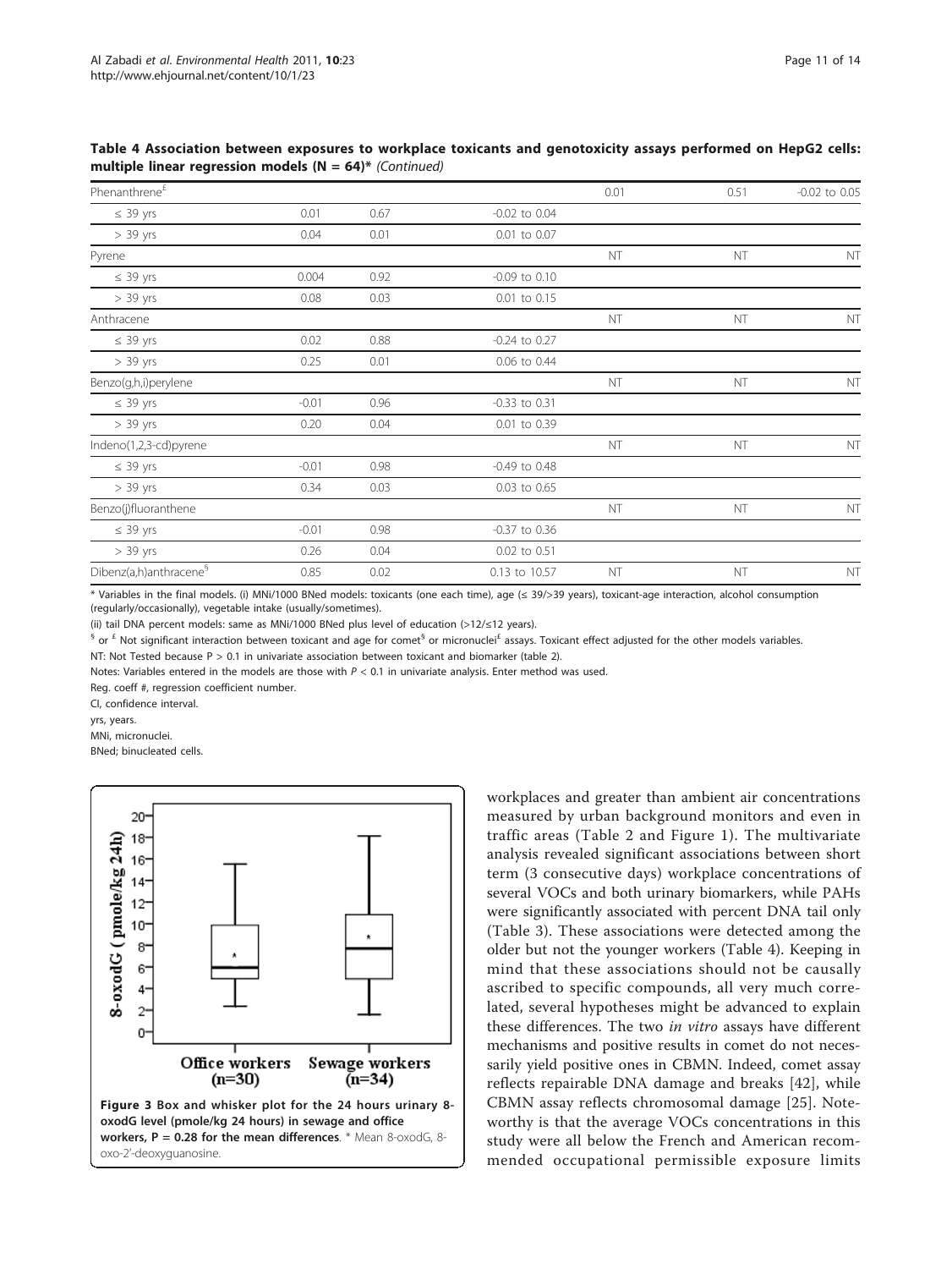**Table 4 Association between exposures to workplace toxicants and genotoxicity assays performed on HepG2 cells: multiple linear regression models (N = 64)*** *(Continued)*

| | | | | | | |
|---|---|---|---|---|---|---|
| Phenanthrene[£] | | | | 0.01 | 0.51 | -0.02 to 0.05 |
| ≤ 39 yrs | 0.01 | 0.67 | -0.02 to 0.04 | | | |
| > 39 yrs | 0.04 | 0.01 | 0.01 to 0.07 | | | |
| Pyrene | | | | NT | NT | NT |
| ≤ 39 yrs | 0.004 | 0.92 | -0.09 to 0.10 | | | |
| > 39 yrs | 0.08 | 0.03 | 0.01 to 0.15 | | | |
| Anthracene | | | | NT | NT | NT |
| ≤ 39 yrs | 0.02 | 0.88 | -0.24 to 0.27 | | | |
| > 39 yrs | 0.25 | 0.01 | 0.06 to 0.44 | | | |
| Benzo(g,h,i)perylene | | | | NT | NT | NT |
| ≤ 39 yrs | -0.01 | 0.96 | -0.33 to 0.31 | | | |
| > 39 yrs | 0.20 | 0.04 | 0.01 to 0.39 | | | |
| Indeno(1,2,3-cd)pyrene | | | | NT | NT | NT |
| ≤ 39 yrs | -0.01 | 0.98 | -0.49 to 0.48 | | | |
| > 39 yrs | 0.34 | 0.03 | 0.03 to 0.65 | | | |
| Benzo(j)fluoranthene | | | | NT | NT | NT |
| ≤ 39 yrs | -0.01 | 0.98 | -0.37 to 0.36 | | | |
| > 39 yrs | 0.26 | 0.04 | 0.02 to 0.51 | | | |
| Dibenz(a,h)anthracene[§] | 0.85 | 0.02 | 0.13 to 10.57 | NT | NT | NT |

\* Variables in the final models. (i) MNi/1000 BNed models: toxicants (one each time), age (≤ 39/>39 years), toxicant-age interaction, alcohol consumption (regularly/occasionally), vegetable intake (usually/sometimes).

(ii) tail DNA percent models: same as MNi/1000 BNed plus level of education (>12/≤12 years).

[§] or [£] Not significant interaction between toxicant and age for comet[§] or micronuclei[£] assays. Toxicant effect adjusted for the other models variables.

NT: Not Tested because P > 0.1 in univariate association between toxicant and biomarker (table 2).

Notes: Variables entered in the models are those with $P < 0.1$ in univariate analysis. Enter method was used.

Reg. coeff #, regression coefficient number.

CI, confidence interval.

yrs, years.

MNi, micronuclei.

BNed; binucleated cells.

**Figure 3 Box and whisker plot for the 24 hours urinary 8-oxodG level (pmole/kg 24 hours) in sewage and office workers, P = 0.28 for the mean differences**. * Mean 8-oxodG, 8-oxo-2'-deoxyguanosine.

workplaces and greater than ambient air concentrations measured by urban background monitors and even in traffic areas (Table 2 and Figure 1). The multivariate analysis revealed significant associations between short term (3 consecutive days) workplace concentrations of several VOCs and both urinary biomarkers, while PAHs were significantly associated with percent DNA tail only (Table 3). These associations were detected among the older but not the younger workers (Table 4). Keeping in mind that these associations should not be causally ascribed to specific compounds, all very much correlated, several hypotheses might be advanced to explain these differences. The two *in vitro* assays have different mechanisms and positive results in comet do not necessarily yield positive ones in CBMN. Indeed, comet assay reflects repairable DNA damage and breaks [42], while CBMN assay reflects chromosomal damage [25]. Noteworthy is that the average VOCs concentrations in this study were all below the French and American recommended occupational permissible exposure limits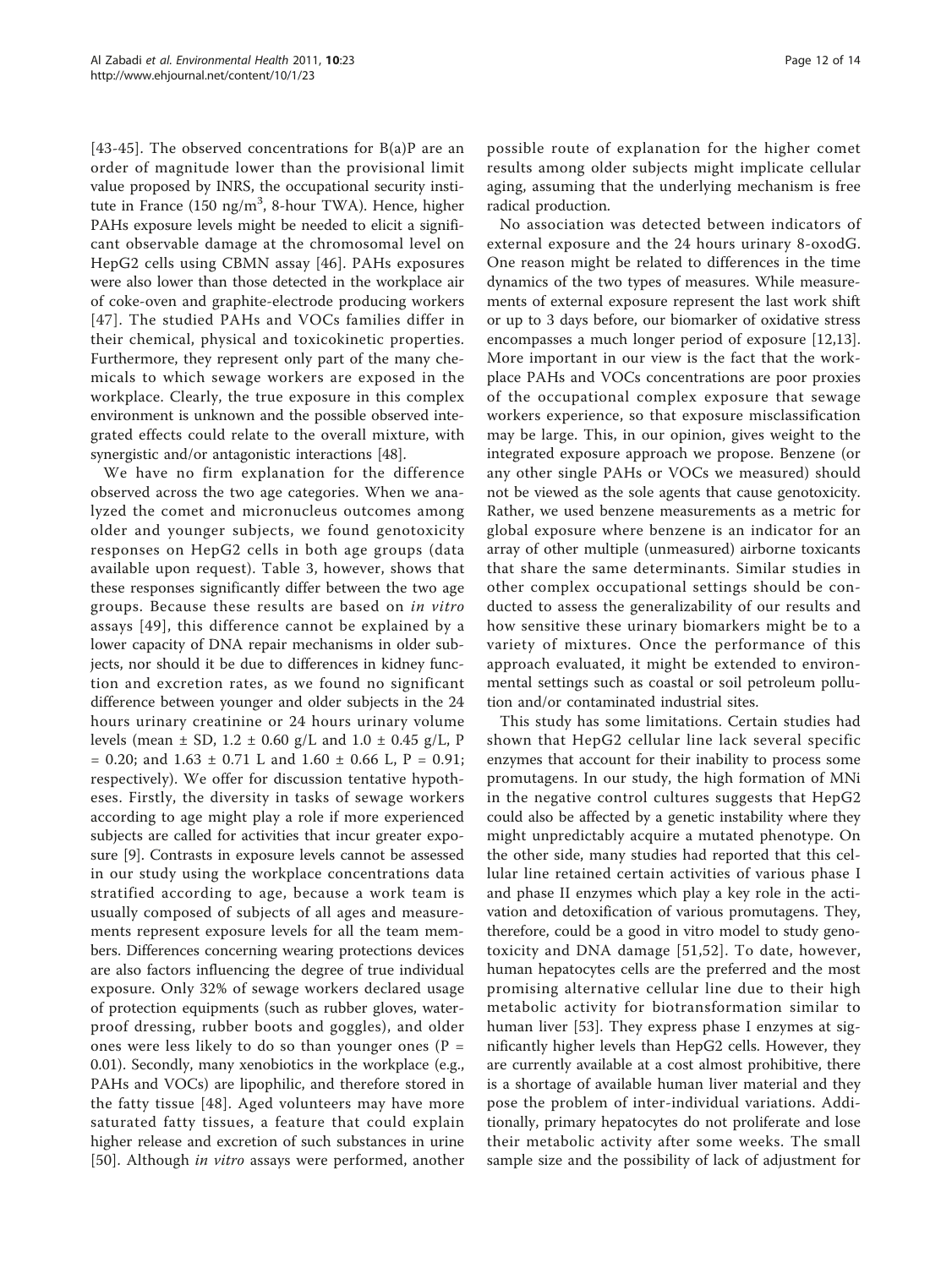[43-45]. The observed concentrations for B(a)P are an order of magnitude lower than the provisional limit value proposed by INRS, the occupational security institute in France (150 ng/$m^3$, 8-hour TWA). Hence, higher PAHs exposure levels might be needed to elicit a significant observable damage at the chromosomal level on HepG2 cells using CBMN assay [46]. PAHs exposures were also lower than those detected in the workplace air of coke-oven and graphite-electrode producing workers [47]. The studied PAHs and VOCs families differ in their chemical, physical and toxicokinetic properties. Furthermore, they represent only part of the many chemicals to which sewage workers are exposed in the workplace. Clearly, the true exposure in this complex environment is unknown and the possible observed integrated effects could relate to the overall mixture, with synergistic and/or antagonistic interactions [48].

We have no firm explanation for the difference observed across the two age categories. When we analyzed the comet and micronucleus outcomes among older and younger subjects, we found genotoxicity responses on HepG2 cells in both age groups (data available upon request). Table 3, however, shows that these responses significantly differ between the two age groups. Because these results are based on *in vitro* assays [49], this difference cannot be explained by a lower capacity of DNA repair mechanisms in older subjects, nor should it be due to differences in kidney function and excretion rates, as we found no significant difference between younger and older subjects in the 24 hours urinary creatinine or 24 hours urinary volume levels (mean ± SD, 1.2 ± 0.60 g/L and 1.0 ± 0.45 g/L, P = 0.20; and 1.63 ± 0.71 L and 1.60 ± 0.66 L, P = 0.91; respectively). We offer for discussion tentative hypotheses. Firstly, the diversity in tasks of sewage workers according to age might play a role if more experienced subjects are called for activities that incur greater exposure [9]. Contrasts in exposure levels cannot be assessed in our study using the workplace concentrations data stratified according to age, because a work team is usually composed of subjects of all ages and measurements represent exposure levels for all the team members. Differences concerning wearing protections devices are also factors influencing the degree of true individual exposure. Only 32% of sewage workers declared usage of protection equipments (such as rubber gloves, waterproof dressing, rubber boots and goggles), and older ones were less likely to do so than younger ones (P = 0.01). Secondly, many xenobiotics in the workplace (e.g., PAHs and VOCs) are lipophilic, and therefore stored in the fatty tissue [48]. Aged volunteers may have more saturated fatty tissues, a feature that could explain higher release and excretion of such substances in urine [50]. Although *in vitro* assays were performed, another possible route of explanation for the higher comet results among older subjects might implicate cellular aging, assuming that the underlying mechanism is free radical production.

No association was detected between indicators of external exposure and the 24 hours urinary 8-oxodG. One reason might be related to differences in the time dynamics of the two types of measures. While measurements of external exposure represent the last work shift or up to 3 days before, our biomarker of oxidative stress encompasses a much longer period of exposure [12,13]. More important in our view is the fact that the workplace PAHs and VOCs concentrations are poor proxies of the occupational complex exposure that sewage workers experience, so that exposure misclassification may be large. This, in our opinion, gives weight to the integrated exposure approach we propose. Benzene (or any other single PAHs or VOCs we measured) should not be viewed as the sole agents that cause genotoxicity. Rather, we used benzene measurements as a metric for global exposure where benzene is an indicator for an array of other multiple (unmeasured) airborne toxicants that share the same determinants. Similar studies in other complex occupational settings should be conducted to assess the generalizability of our results and how sensitive these urinary biomarkers might be to a variety of mixtures. Once the performance of this approach evaluated, it might be extended to environmental settings such as coastal or soil petroleum pollution and/or contaminated industrial sites.

This study has some limitations. Certain studies had shown that HepG2 cellular line lack several specific enzymes that account for their inability to process some promutagens. In our study, the high formation of MNi in the negative control cultures suggests that HepG2 could also be affected by a genetic instability where they might unpredictably acquire a mutated phenotype. On the other side, many studies had reported that this cellular line retained certain activities of various phase I and phase II enzymes which play a key role in the activation and detoxification of various promutagens. They, therefore, could be a good in vitro model to study genotoxicity and DNA damage [51,52]. To date, however, human hepatocytes cells are the preferred and the most promising alternative cellular line due to their high metabolic activity for biotransformation similar to human liver [53]. They express phase I enzymes at significantly higher levels than HepG2 cells. However, they are currently available at a cost almost prohibitive, there is a shortage of available human liver material and they pose the problem of inter-individual variations. Additionally, primary hepatocytes do not proliferate and lose their metabolic activity after some weeks. The small sample size and the possibility of lack of adjustment for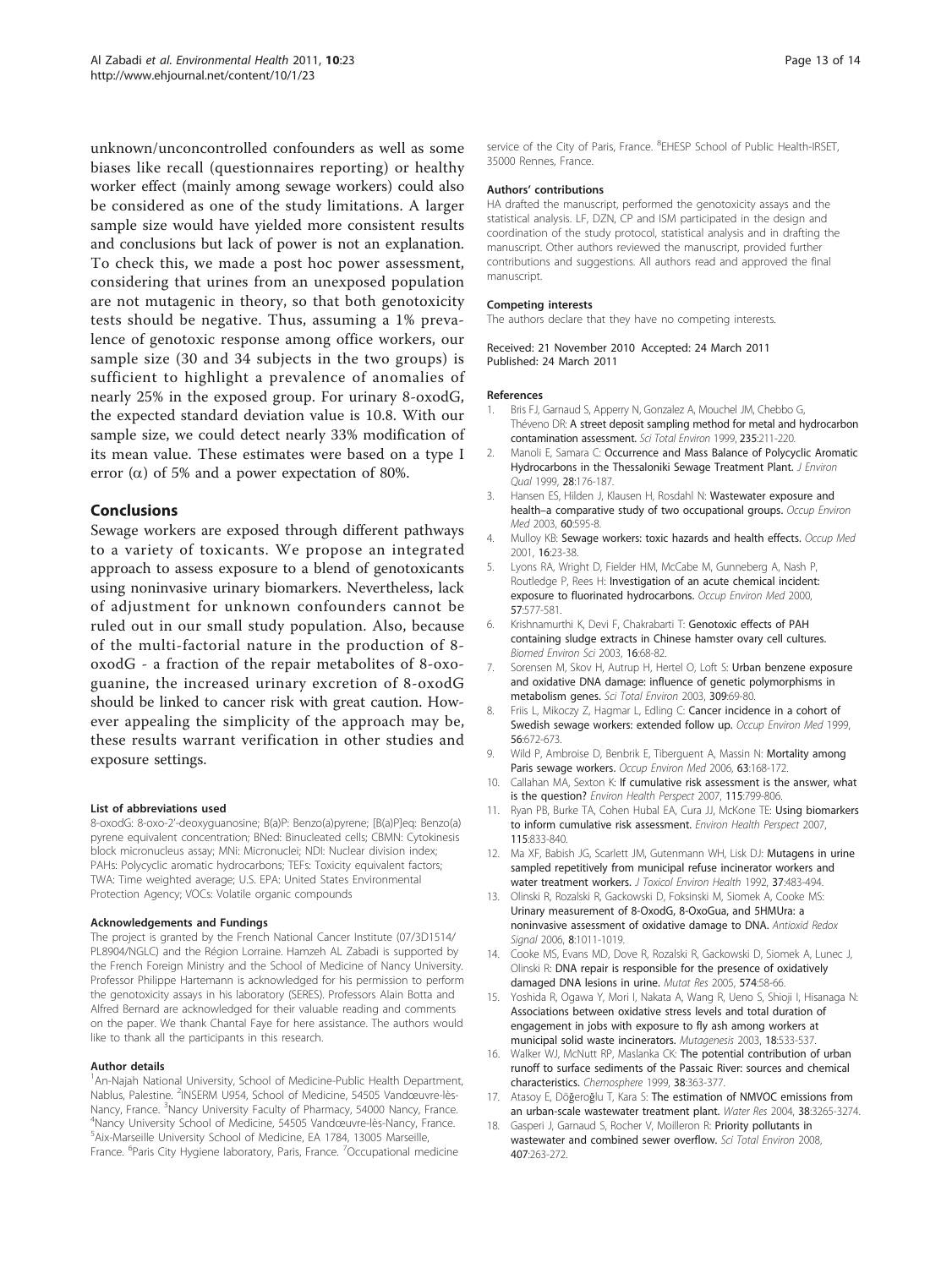unknown/unconcontrolled confounders as well as some biases like recall (questionnaires reporting) or healthy worker effect (mainly among sewage workers) could also be considered as one of the study limitations. A larger sample size would have yielded more consistent results and conclusions but lack of power is not an explanation. To check this, we made a post hoc power assessment, considering that urines from an unexposed population are not mutagenic in theory, so that both genotoxicity tests should be negative. Thus, assuming a 1% prevalence of genotoxic response among office workers, our sample size (30 and 34 subjects in the two groups) is sufficient to highlight a prevalence of anomalies of nearly 25% in the exposed group. For urinary 8-oxodG, the expected standard deviation value is 10.8. With our sample size, we could detect nearly 33% modification of its mean value. These estimates were based on a type I error ($\alpha$) of 5% and a power expectation of 80%.

## Conclusions

Sewage workers are exposed through different pathways to a variety of toxicants. We propose an integrated approach to assess exposure to a blend of genotoxicants using noninvasive urinary biomarkers. Nevertheless, lack of adjustment for unknown confounders cannot be ruled out in our small study population. Also, because of the multi-factorial nature in the production of 8-oxodG - a fraction of the repair metabolites of 8-oxoguanine, the increased urinary excretion of 8-oxodG should be linked to cancer risk with great caution. However appealing the simplicity of the approach may be, these results warrant verification in other studies and exposure settings.

#### List of abbreviations used

8-oxodG: 8-oxo-2'-deoxyguanosine; B(a)P: Benzo(a)pyrene; [B(a)P]eq: Benzo(a) pyrene equivalent concentration; BNed: Binucleated cells; CBMN: Cytokinesis block micronucleus assay; MNi: Micronuclei; NDI: Nuclear division index; PAHs: Polycyclic aromatic hydrocarbons; TEFs: Toxicity equivalent factors; TWA: Time weighted average; U.S. EPA: United States Environmental Protection Agency; VOCs: Volatile organic compounds

#### Acknowledgements and Fundings

The project is granted by the French National Cancer Institute (07/3D1514/ PL8904/NGLC) and the Région Lorraine. Hamzeh AL Zabadi is supported by the French Foreign Ministry and the School of Medicine of Nancy University. Professor Philippe Hartemann is acknowledged for his permission to perform the genotoxicity assays in his laboratory (SERES). Professors Alain Botta and Alfred Bernard are acknowledged for their valuable reading and comments on the paper. We thank Chantal Faye for here assistance. The authors would like to thank all the participants in this research.

#### Author details

[1]An-Najah National University, School of Medicine-Public Health Department, Nablus, Palestine. [2]INSERM U954, School of Medicine, 54505 Vandœuvre-lès-Nancy, France. [3]Nancy University Faculty of Pharmacy, 54000 Nancy, France. [4]Nancy University School of Medicine, 54505 Vandœuvre-lès-Nancy, France. [5]Aix-Marseille University School of Medicine, EA 1784, 13005 Marseille, France. [6]Paris City Hygiene laboratory, Paris, France. [7]Occupational medicine service of the City of Paris, France. [8]EHESP School of Public Health-IRSET, 35000 Rennes, France.

#### Authors' contributions

HA drafted the manuscript, performed the genotoxicity assays and the statistical analysis. LF, DZN, CP and ISM participated in the design and coordination of the study protocol, statistical analysis and in drafting the manuscript. Other authors reviewed the manuscript, provided further contributions and suggestions. All authors read and approved the final manuscript.

#### Competing interests

The authors declare that they have no competing interests.

Received: 21 November 2010 Accepted: 24 March 2011
Published: 24 March 2011

#### References

1. Bris FJ, Garnaud S, Apperry N, Gonzalez A, Mouchel JM, Chebbo G, Théveno DR: A street deposit sampling method for metal and hydrocarbon contamination assessment. *Sci Total Environ* 1999, 235:211-220.
2. Manoli E, Samara C: Occurrence and Mass Balance of Polycyclic Aromatic Hydrocarbons in the Thessaloniki Sewage Treatment Plant. *J Environ Qual* 1999, 28:176-187.
3. Hansen ES, Hilden J, Klausen H, Rosdahl N: Wastewater exposure and health–a comparative study of two occupational groups. *Occup Environ Med* 2003, 60:595-8.
4. Mulloy KB: Sewage workers: toxic hazards and health effects. *Occup Med* 2001, 16:23-38.
5. Lyons RA, Wright D, Fielder HM, McCabe M, Gunneberg A, Nash P, Routledge P, Rees H: Investigation of an acute chemical incident: exposure to fluorinated hydrocarbons. *Occup Environ Med* 2000, 57:577-581.
6. Krishnamurthi K, Devi F, Chakrabarti T: Genotoxic effects of PAH containing sludge extracts in Chinese hamster ovary cell cultures. *Biomed Environ Sci* 2003, 16:68-82.
7. Sorensen M, Skov H, Autrup H, Hertel O, Loft S: Urban benzene exposure and oxidative DNA damage: influence of genetic polymorphisms in metabolism genes. *Sci Total Environ* 2003, 309:69-80.
8. Friis L, Mikoczy Z, Hagmar L, Edling C: Cancer incidence in a cohort of Swedish sewage workers: extended follow up. *Occup Environ Med* 1999, 56:672-673.
9. Wild P, Ambroise D, Benbrik E, Tiberguent A, Massin N: Mortality among Paris sewage workers. *Occup Environ Med* 2006, 63:168-172.
10. Callahan MA, Sexton K: If cumulative risk assessment is the answer, what is the question? *Environ Health Perspect* 2007, 115:799-806.
11. Ryan PB, Burke TA, Cohen Hubal EA, Cura JJ, McKone TE: Using biomarkers to inform cumulative risk assessment. *Environ Health Perspect* 2007, 115:833-840.
12. Ma XF, Babish JG, Scarlett JM, Gutenmann WH, Lisk DJ: Mutagens in urine sampled repetitively from municipal refuse incinerator workers and water treatment workers. *J Toxicol Environ Health* 1992, 37:483-494.
13. Olinski R, Rozalski R, Gackowski D, Foksinski M, Siomek A, Cooke MS: Urinary measurement of 8-OxodG, 8-OxoGua, and 5HMUra: a noninvasive assessment of oxidative damage to DNA. *Antioxid Redox Signal* 2006, 8:1011-1019.
14. Cooke MS, Evans MD, Dove R, Rozalski R, Gackowski D, Siomek A, Lunec J, Olinski R: DNA repair is responsible for the presence of oxidatively damaged DNA lesions in urine. *Mutat Res* 2005, 574:58-66.
15. Yoshida R, Ogawa Y, Mori I, Nakata A, Wang R, Ueno S, Shioji I, Hisanaga N: Associations between oxidative stress levels and total duration of engagement in jobs with exposure to fly ash among workers at municipal solid waste incinerators. *Mutagenesis* 2003, 18:533-537.
16. Walker WJ, McNutt RP, Maslanka CK: The potential contribution of urban runoff to surface sediments of the Passaic River: sources and chemical characteristics. *Chemosphere* 1999, 38:363-377.
17. Atasoy E, Döğeroğlu T, Kara S: The estimation of NMVOC emissions from an urban-scale wastewater treatment plant. *Water Res* 2004, 38:3265-3274.
18. Gasperi J, Garnaud S, Rocher V, Moilleron R: Priority pollutants in wastewater and combined sewer overflow. *Sci Total Environ* 2008, 407:263-272.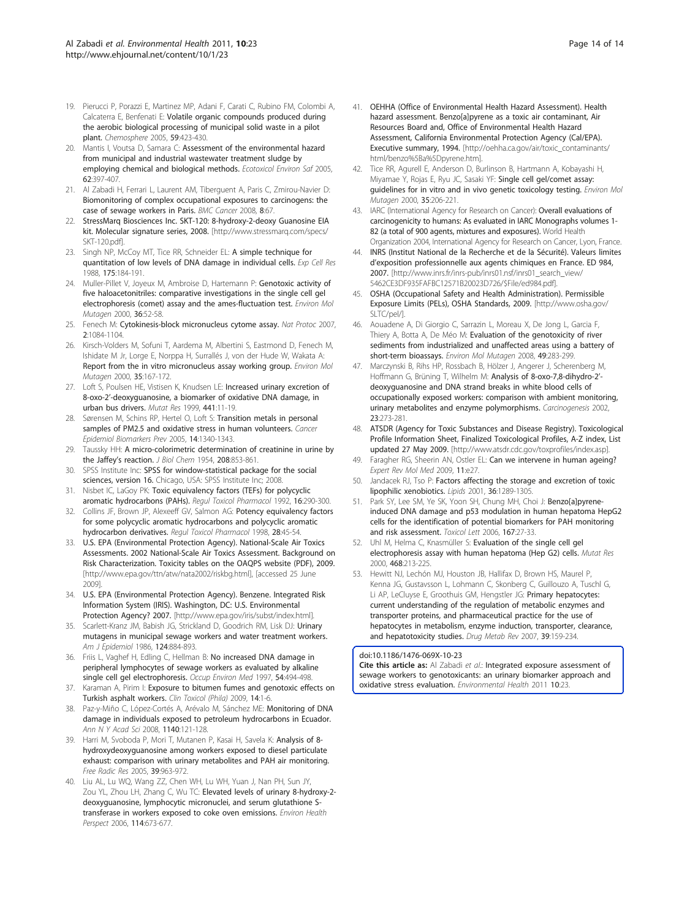19. Pierucci P, Porazzi E, Martinez MP, Adani F, Carati C, Rubino FM, Colombi A, Calcaterra E, Benfenati E: **Volatile organic compounds produced during the aerobic biological processing of municipal solid waste in a pilot plant.** *Chemosphere* 2005, **59**:423-430.
20. Mantis I, Voutsa D, Samara C: **Assessment of the environmental hazard from municipal and industrial wastewater treatment sludge by employing chemical and biological methods.** *Ecotoxicol Environ Saf* 2005, **62**:397-407.
21. Al Zabadi H, Ferrari L, Laurent AM, Tiberguent A, Paris C, Zmirou-Navier D: **Biomonitoring of complex occupational exposures to carcinogens: the case of sewage workers in Paris.** *BMC Cancer* 2008, **8**:67.
22. StressMarq Biosciences Inc. SKT-120: 8-hydroxy-2-deoxy Guanosine EIA kit. Molecular signature series, 2008. [http://www.stressmarq.com/specs/SKT-120.pdf].
23. Singh NP, McCoy MT, Tice RR, Schneider EL: **A simple technique for quantitation of low levels of DNA damage in individual cells.** *Exp Cell Res* 1988, **175**:184-191.
24. Muller-Pillet V, Joyeux M, Ambroise D, Hartemann P: **Genotoxic activity of five haloacetonitriles: comparative investigations in the single cell gel electrophoresis (comet) assay and the ames-fluctuation test.** *Environ Mol Mutagen* 2000, **36**:52-58.
25. Fenech M: **Cytokinesis-block micronucleus cytome assay.** *Nat Protoc* 2007, **2**:1084-1104.
26. Kirsch-Volders M, Sofuni T, Aardema M, Albertini S, Eastmond D, Fenech M, Ishidate M Jr, Lorge E, Norppa H, Surrallés J, von der Hude W, Wakata A: **Report from the in vitro micronucleus assay working group.** *Environ Mol Mutagen* 2000, **35**:167-172.
27. Loft S, Poulsen HE, Vistisen K, Knudsen LE: **Increased urinary excretion of 8-oxo-2'-deoxyguanosine, a biomarker of oxidative DNA damage, in urban bus drivers.** *Mutat Res* 1999, **441**:11-19.
28. Sørensen M, Schins RP, Hertel O, Loft S: **Transition metals in personal samples of PM2.5 and oxidative stress in human volunteers.** *Cancer Epidemiol Biomarkers Prev* 2005, **14**:1340-1343.
29. Taussky HH: **A micro-colorimetric determination of creatinine in urine by the Jaffey's reaction.** *J Biol Chem* 1954, **208**:853-861.
30. SPSS Institute Inc: **SPSS for window-statistical package for the social sciences, version 16.** Chicago, USA: SPSS Institute Inc; 2008.
31. Nisbet IC, LaGoy PK: **Toxic equivalency factors (TEFs) for polycyclic aromatic hydrocarbons (PAHs).** *Regul Toxicol Pharmacol* 1992, **16**:290-300.
32. Collins JF, Brown JP, Alexeeff GV, Salmon AG: **Potency equivalency factors for some polycyclic aromatic hydrocarbons and polycyclic aromatic hydrocarbon derivatives.** *Regul Toxicol Pharmacol* 1998, **28**:45-54.
33. U.S. EPA (Environmental Protection Agency). National-Scale Air Toxics Assessments. 2002 National-Scale Air Toxics Assessment. Background on Risk Characterization. Toxicity tables on the OAQPS website (PDF), 2009. [http://www.epa.gov/ttn/atw/nata2002/riskbg.html], [accessed 25 June 2009].
34. U.S. EPA (Environmental Protection Agency). Benzene. Integrated Risk Information System (IRIS). Washington, DC: U.S. Environmental Protection Agency? 2007. [http://www.epa.gov/iris/subst/index.html].
35. Scarlett-Kranz JM, Babish JG, Strickland D, Goodrich RM, Lisk DJ: **Urinary mutagens in municipal sewage workers and water treatment workers.** *Am J Epidemiol* 1986, **124**:884-893.
36. Friis L, Vaghef H, Edling C, Hellman B: **No increased DNA damage in peripheral lymphocytes of sewage workers as evaluated by alkaline single cell gel electrophoresis.** *Occup Environ Med* 1997, **54**:494-498.
37. Karaman A, Pirim I: **Exposure to bitumen fumes and genotoxic effects on Turkish asphalt workers.** *Clin Toxicol (Phila)* 2009, **14**:1-6.
38. Paz-y-Miño C, López-Cortés A, Arévalo M, Sánchez ME: **Monitoring of DNA damage in individuals exposed to petroleum hydrocarbons in Ecuador.** *Ann N Y Acad Sci* 2008, **1140**:121-128.
39. Harri M, Svoboda P, Mori T, Mutanen P, Kasai H, Savela K: **Analysis of 8-hydroxydeoxyguanosine among workers exposed to diesel particulate exhaust: comparison with urinary metabolites and PAH air monitoring.** *Free Radic Res* 2005, **39**:963-972.
40. Liu AL, Lu WQ, Wang ZZ, Chen WH, Lu WH, Yuan J, Nan PH, Sun JY, Zou YL, Zhou LH, Zhang C, Wu TC: **Elevated levels of urinary 8-hydroxy-2-deoxyguanosine, lymphocytic micronuclei, and serum glutathione S-transferase in workers exposed to coke oven emissions.** *Environ Health Perspect* 2006, **114**:673-677.
41. OEHHA (Office of Environmental Health Hazard Assessment). Health hazard assessment. Benzo[a]pyrene as a toxic air contaminant, Air Resources Board and, Office of Environmental Health Hazard Assessment, California Environmental Protection Agency (Cal/EPA). Executive summary, 1994. [http://oehha.ca.gov/air/toxic_contaminants/html/benzo%5Ba%5Dpyrene.htm].
42. Tice RR, Agurell E, Anderson D, Burlinson B, Hartmann A, Kobayashi H, Miyamae Y, Rojas E, Ryu JC, Sasaki YF: **Single cell gel/comet assay: guidelines for in vitro and in vivo genetic toxicology testing.** *Environ Mol Mutagen* 2000, **35**:206-221.
43. IARC (International Agency for Research on Cancer): **Overall evaluations of carcinogenicity to humans: As evaluated in IARC Monographs volumes 1-82 (a total of 900 agents, mixtures and exposures).** World Health Organization 2004, International Agency for Research on Cancer, Lyon, France.
44. INRS (Institut National de la Recherche et de la Sécurité). Valeurs limites d'exposition professionnelle aux agents chimiques en France. ED 984, 2007. [http://www.inrs.fr/inrs-pub/inrs01.nsf/inrs01_search_view/5462CE3DF935FAFBC12571B20023D726/$File/ed984.pdf].
45. OSHA (Occupational Safety and Health Administration). Permissible Exposure Limits (PELs), OSHA Standards, 2009. [http://www.osha.gov/SLTC/pel/].
46. Aouadene A, Di Giorgio C, Sarrazin L, Moreau X, De Jong L, Garcia F, Thiery A, Botta A, De Méo M: **Evaluation of the genotoxicity of river sediments from industrialized and unaffected areas using a battery of short-term bioassays.** *Environ Mol Mutagen* 2008, **49**:283-299.
47. Marczynski B, Rihs HP, Rossbach B, Hölzer J, Angerer J, Scherenberg M, Hoffmann G, Brüning T, Wilhelm M: **Analysis of 8-oxo-7,8-dihydro-2'-deoxyguanosine and DNA strand breaks in white blood cells of occupationally exposed workers: comparison with ambient monitoring, urinary metabolites and enzyme polymorphisms.** *Carcinogenesis* 2002, **23**:273-281.
48. ATSDR (Agency for Toxic Substances and Disease Registry). Toxicological Profile Information Sheet, Finalized Toxicological Profiles, A-Z index, List updated 27 May 2009. [http://www.atsdr.cdc.gov/toxprofiles/index.asp].
49. Faragher RG, Sheerin AN, Ostler EL: **Can we intervene in human ageing?** *Expert Rev Mol Med* 2009, **11**:e27.
50. Jandacek RJ, Tso P: **Factors affecting the storage and excretion of toxic lipophilic xenobiotics.** *Lipids* 2001, **36**:1289-1305.
51. Park SY, Lee SM, Ye SK, Yoon SH, Chung MH, Choi J: **Benzo[a]pyrene-induced DNA damage and p53 modulation in human hepatoma HepG2 cells for the identification of potential biomarkers for PAH monitoring and risk assessment.** *Toxicol Lett* 2006, **167**:27-33.
52. Uhl M, Helma C, Knasmüller S: **Evaluation of the single cell gel electrophoresis assay with human hepatoma (Hep G2) cells.** *Mutat Res* 2000, **468**:213-225.
53. Hewitt NJ, Lechón MJ, Houston JB, Hallifax D, Brown HS, Maurel P, Kenna JG, Gustavsson L, Lohmann C, Skonberg C, Guillouzo A, Tuschl G, Li AP, LeCluyse E, Groothuis GM, Hengstler JG: **Primary hepatocytes: current understanding of the regulation of metabolic enzymes and transporter proteins, and pharmaceutical practice for the use of hepatocytes in metabolism, enzyme induction, transporter, clearance, and hepatotoxicity studies.** *Drug Metab Rev* 2007, **39**:159-234.

doi:10.1186/1476-069X-10-23

**Cite this article as:** Al Zabadi *et al.*: Integrated exposure assessment of sewage workers to genotoxicants: an urinary biomarker approach and oxidative stress evaluation. *Environmental Health* 2011 **10**:23.